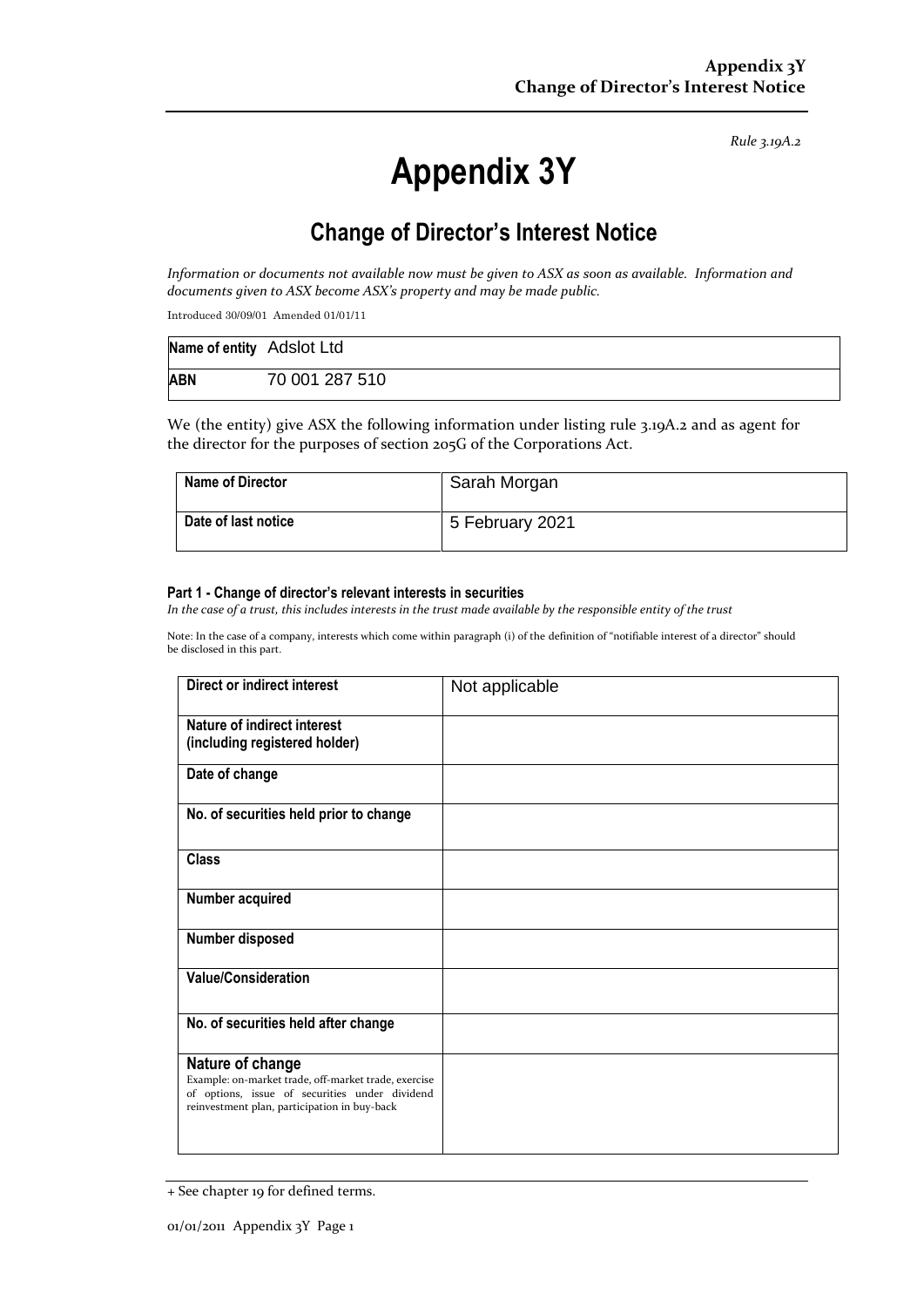*Rule 3.19A.2*

# Appendix 3Y

## Change of Director's Interest Notice

*Information or documents not available now must be given to ASX as soon as available. Information and documents given to ASX become ASX's property and may be made public.*

Introduced 30/09/01 Amended 01/01/11

| **Name of entity** | Adslot Ltd |
|---|---|
| **ABN** | 70 001 287 510 |

We (the entity) give ASX the following information under listing rule 3.19A.2 and as agent for the director for the purposes of section 205G of the Corporations Act.

| **Name of Director** | Sarah Morgan |
|---|---|
| **Date of last notice** | 5 February 2021 |

#### Part 1 - Change of director's relevant interests in securities

*In the case of a trust, this includes interests in the trust made available by the responsible entity of the trust*

Note: In the case of a company, interests which come within paragraph (i) of the definition of "notifiable interest of a director" should be disclosed in this part.

| **Direct or indirect interest** | Not applicable |
|---|---|
| **Nature of indirect interest (including registered holder)** | |
| **Date of change** | |
| **No. of securities held prior to change** | |
| **Class** | |
| **Number acquired** | |
| **Number disposed** | |
| **Value/Consideration** | |
| **No. of securities held after change** | |
| **Nature of change** Example: on-market trade, off-market trade, exercise of options, issue of securities under dividend reinvestment plan, participation in buy-back | |

+ See chapter 19 for defined terms.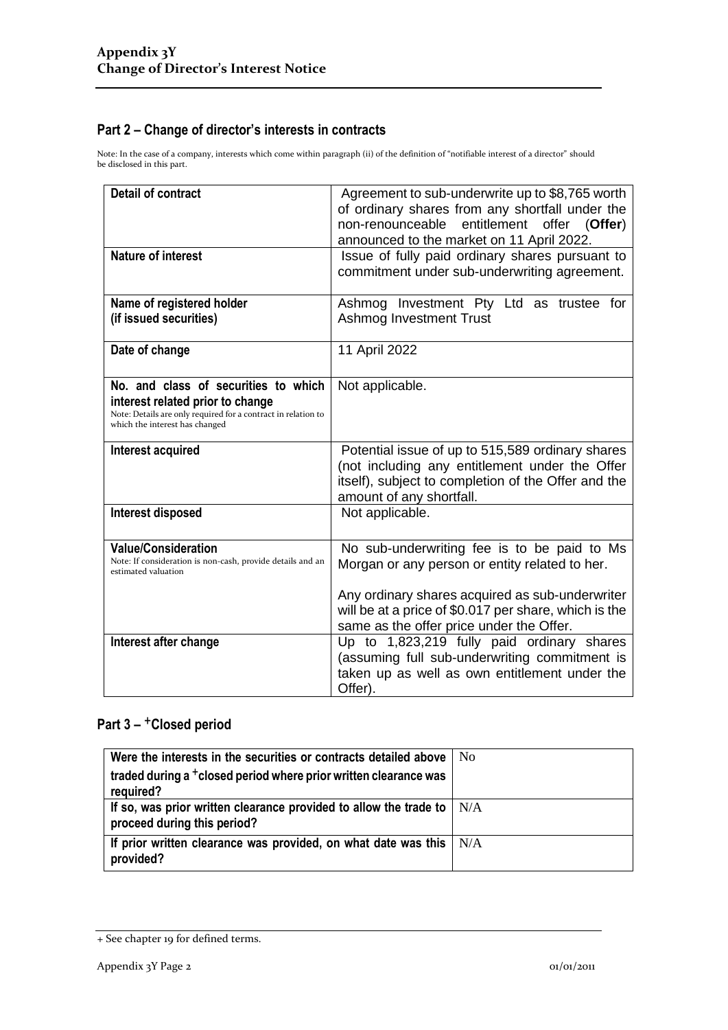## Part 2 – Change of director's interests in contracts

Note: In the case of a company, interests which come within paragraph (ii) of the definition of "notifiable interest of a director" should be disclosed in this part.

| | |
|---|---|
| **Detail of contract** | Agreement to sub-underwrite up to $8,765 worth of ordinary shares from any shortfall under the non-renounceable entitlement offer (**Offer**) announced to the market on 11 April 2022. |
| **Nature of interest** | Issue of fully paid ordinary shares pursuant to commitment under sub-underwriting agreement. |
| **Name of registered holder (if issued securities)** | Ashmog Investment Pty Ltd as trustee for Ashmog Investment Trust |
| **Date of change** | 11 April 2022 |
| **No. and class of securities to which interest related prior to change** Note: Details are only required for a contract in relation to which the interest has changed | Not applicable. |
| **Interest acquired** | Potential issue of up to 515,589 ordinary shares (not including any entitlement under the Offer itself), subject to completion of the Offer and the amount of any shortfall. |
| **Interest disposed** | Not applicable. |
| **Value/Consideration** Note: If consideration is non-cash, provide details and an estimated valuation | No sub-underwriting fee is to be paid to Ms Morgan or any person or entity related to her. Any ordinary shares acquired as sub-underwriter will be at a price of $0.017 per share, which is the same as the offer price under the Offer. |
| **Interest after change** | Up to 1,823,219 fully paid ordinary shares (assuming full sub-underwriting commitment is taken up as well as own entitlement under the Offer). |

## Part 3 – +Closed period

| | |
|---|---|
| **Were the interests in the securities or contracts detailed above traded during a +closed period where prior written clearance was required?** | No |
| **If so, was prior written clearance provided to allow the trade to proceed during this period?** | N/A |
| **If prior written clearance was provided, on what date was this provided?** | N/A |

+ See chapter 19 for defined terms.